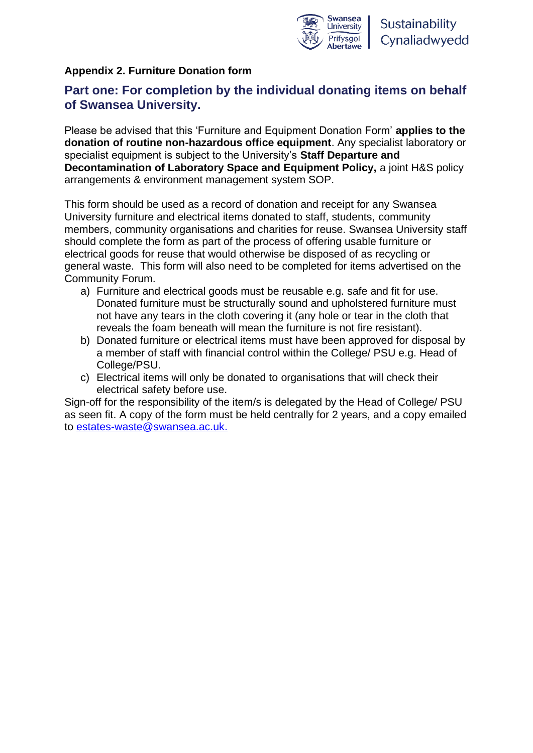### Appendix 2. Furniture Donation form

## Part one: For completion by the individual donating items on behalf of Swansea University.

Please be advised that this 'Furniture and Equipment Donation Form' **applies to the donation of routine non-hazardous office equipment**. Any specialist laboratory or specialist equipment is subject to the University's **Staff Departure and Decontamination of Laboratory Space and Equipment Policy,** a joint H&S policy arrangements & environment management system SOP.

This form should be used as a record of donation and receipt for any Swansea University furniture and electrical items donated to staff, students, community members, community organisations and charities for reuse. Swansea University staff should complete the form as part of the process of offering usable furniture or electrical goods for reuse that would otherwise be disposed of as recycling or general waste. This form will also need to be completed for items advertised on the Community Forum.

a) Furniture and electrical goods must be reusable e.g. safe and fit for use. Donated furniture must be structurally sound and upholstered furniture must not have any tears in the cloth covering it (any hole or tear in the cloth that reveals the foam beneath will mean the furniture is not fire resistant).
b) Donated furniture or electrical items must have been approved for disposal by a member of staff with financial control within the College/ PSU e.g. Head of College/PSU.
c) Electrical items will only be donated to organisations that will check their electrical safety before use.

Sign-off for the responsibility of the item/s is delegated by the Head of College/ PSU as seen fit. A copy of the form must be held centrally for 2 years, and a copy emailed to estates-waste@swansea.ac.uk.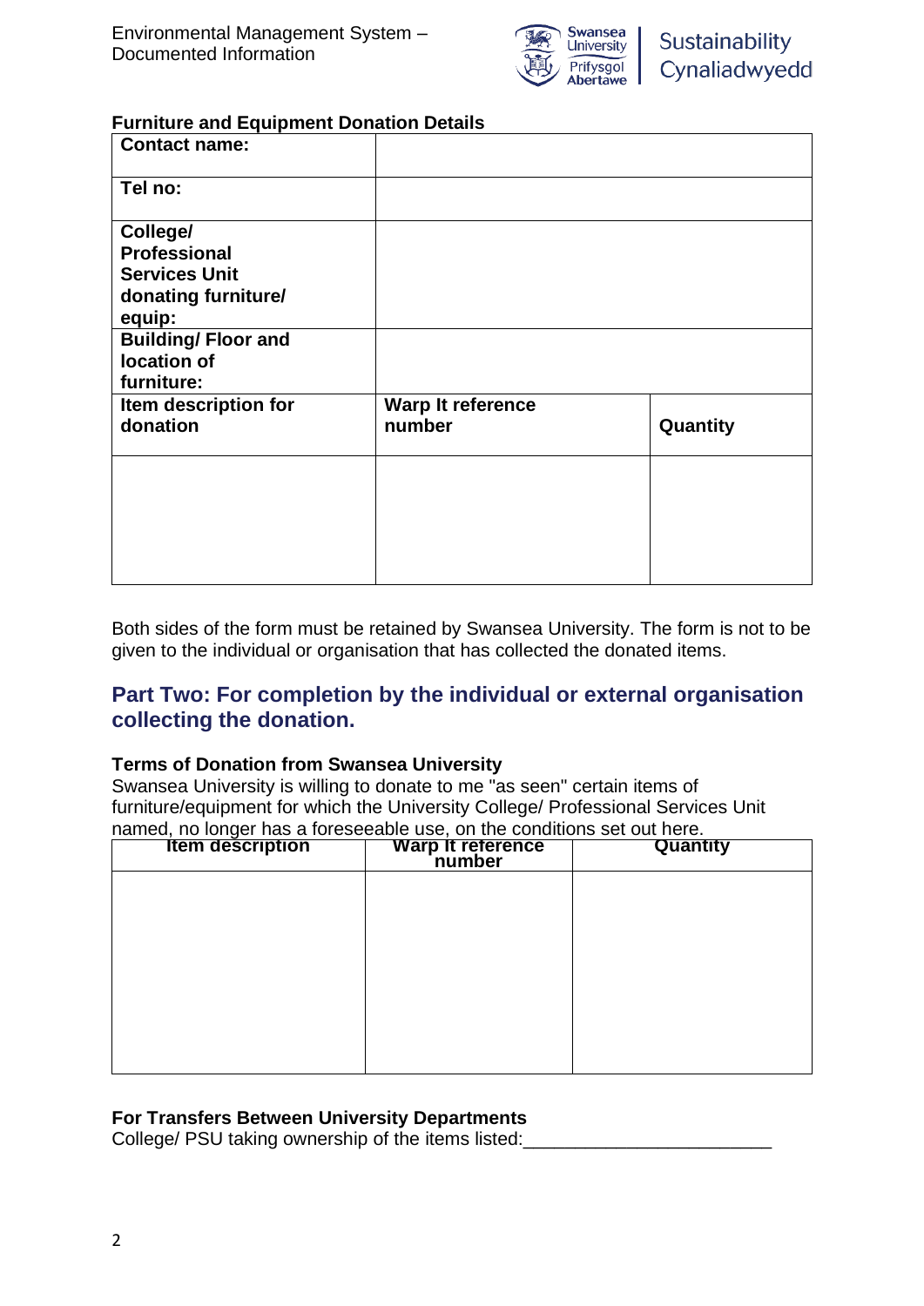**Furniture and Equipment Donation Details**

| | | |
|---|---|---|
| **Contact name:** | | |
| **Tel no:** | | |
| **College/ Professional Services Unit donating furniture/ equip:** | | |
| **Building/ Floor and location of furniture:** | | |
| **Item description for donation** | **Warp It reference number** | **Quantity** |
| | | |

Both sides of the form must be retained by Swansea University. The form is not to be given to the individual or organisation that has collected the donated items.

## Part Two: For completion by the individual or external organisation collecting the donation.

**Terms of Donation from Swansea University**

Swansea University is willing to donate to me "as seen" certain items of furniture/equipment for which the University College/ Professional Services Unit named, no longer has a foreseeable use, on the conditions set out here.

| Item description | Warp It reference number | Quantity |
|---|---|---|
| | | |

**For Transfers Between University Departments**

College/ PSU taking ownership of the items listed:________________________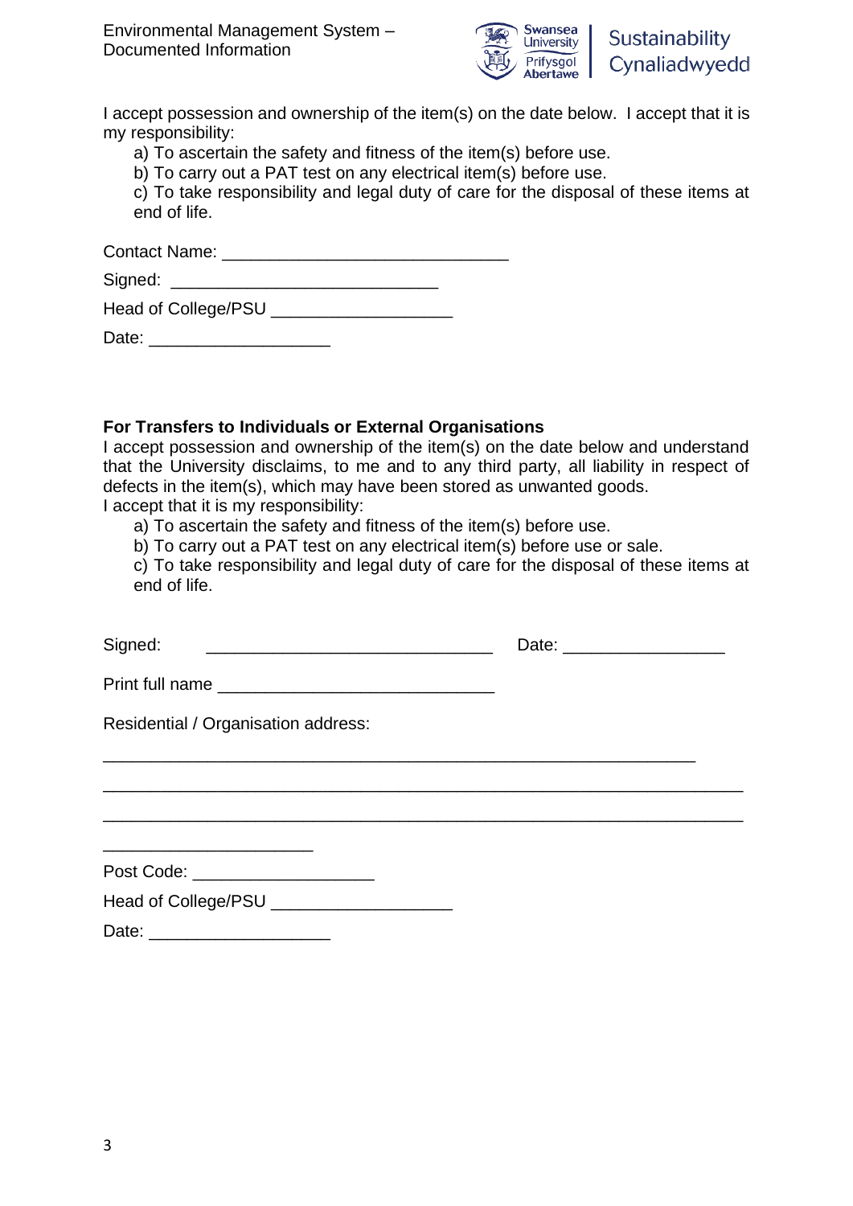I accept possession and ownership of the item(s) on the date below. I accept that it is my responsibility:

a) To ascertain the safety and fitness of the item(s) before use.

b) To carry out a PAT test on any electrical item(s) before use.

c) To take responsibility and legal duty of care for the disposal of these items at end of life.

Contact Name: ______________________________

Signed: ____________________________

Head of College/PSU ___________________

Date: ___________________

**For Transfers to Individuals or External Organisations**

I accept possession and ownership of the item(s) on the date below and understand that the University disclaims, to me and to any third party, all liability in respect of defects in the item(s), which may have been stored as unwanted goods.

I accept that it is my responsibility:

a) To ascertain the safety and fitness of the item(s) before use.

b) To carry out a PAT test on any electrical item(s) before use or sale.

c) To take responsibility and legal duty of care for the disposal of these items at end of life.

Signed: ______________________________ Date: _________________

Print full name _____________________________

Residential / Organisation address:

_______________________________________________________________

_______________________________________________________________

_______________________________________________________________

______________________

Post Code: ___________________

Head of College/PSU ___________________

Date: ___________________